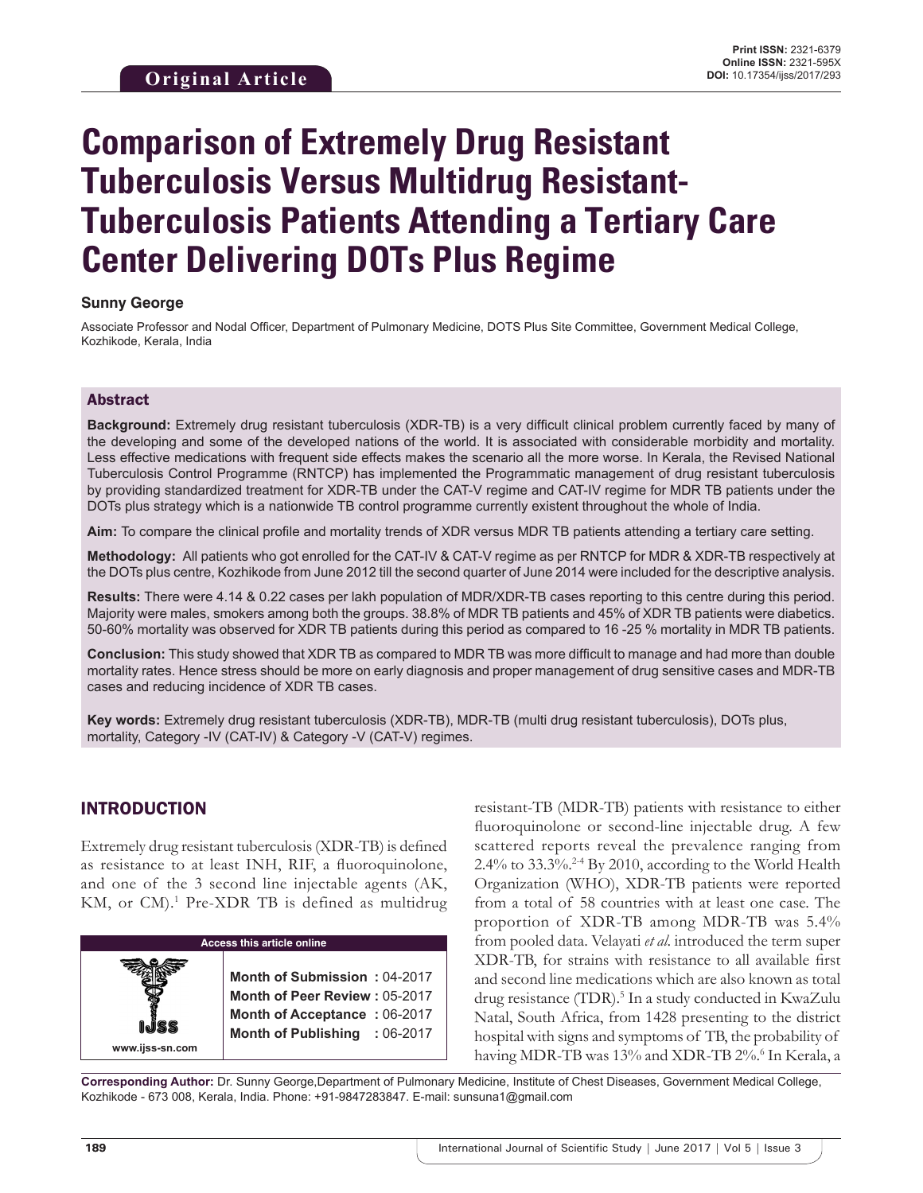Original Article

Print ISSN: 2321-6379
Online ISSN: 2321-595X
DOI: 10.17354/ijss/2017/293

# Comparison of Extremely Drug Resistant Tuberculosis Versus Multidrug Resistant-Tuberculosis Patients Attending a Tertiary Care Center Delivering DOTs Plus Regime

**Sunny George**

Associate Professor and Nodal Officer, Department of Pulmonary Medicine, DOTS Plus Site Committee, Government Medical College, Kozhikode, Kerala, India

## Abstract

**Background:** Extremely drug resistant tuberculosis (XDR-TB) is a very difficult clinical problem currently faced by many of the developing and some of the developed nations of the world. It is associated with considerable morbidity and mortality. Less effective medications with frequent side effects makes the scenario all the more worse. In Kerala, the Revised National Tuberculosis Control Programme (RNTCP) has implemented the Programmatic management of drug resistant tuberculosis by providing standardized treatment for XDR-TB under the CAT-V regime and CAT-IV regime for MDR TB patients under the DOTs plus strategy which is a nationwide TB control programme currently existent throughout the whole of India.

**Aim:** To compare the clinical profile and mortality trends of XDR versus MDR TB patients attending a tertiary care setting.

**Methodology:** All patients who got enrolled for the CAT-IV & CAT-V regime as per RNTCP for MDR & XDR-TB respectively at the DOTs plus centre, Kozhikode from June 2012 till the second quarter of June 2014 were included for the descriptive analysis.

**Results:** There were 4.14 & 0.22 cases per lakh population of MDR/XDR-TB cases reporting to this centre during this period. Majority were males, smokers among both the groups. 38.8% of MDR TB patients and 45% of XDR TB patients were diabetics. 50-60% mortality was observed for XDR TB patients during this period as compared to 16 -25 % mortality in MDR TB patients.

**Conclusion:** This study showed that XDR TB as compared to MDR TB was more difficult to manage and had more than double mortality rates. Hence stress should be more on early diagnosis and proper management of drug sensitive cases and MDR-TB cases and reducing incidence of XDR TB cases.

**Key words:** Extremely drug resistant tuberculosis (XDR-TB), MDR-TB (multi drug resistant tuberculosis), DOTs plus, mortality, Category -IV (CAT-IV) & Category -V (CAT-V) regimes.

## INTRODUCTION

Extremely drug resistant tuberculosis (XDR-TB) is defined as resistance to at least INH, RIF, a fluoroquinolone, and one of the 3 second line injectable agents (AK, KM, or CM).[1] Pre-XDR TB is defined as multidrug resistant-TB (MDR-TB) patients with resistance to either fluoroquinolone or second-line injectable drug. A few scattered reports reveal the prevalence ranging from 2.4% to 33.3%.[2-4] By 2010, according to the World Health Organization (WHO), XDR-TB patients were reported from a total of 58 countries with at least one case. The proportion of XDR-TB among MDR-TB was 5.4% from pooled data. Velayati *et al*. introduced the term super XDR-TB, for strains with resistance to all available first and second line medications which are also known as total drug resistance (TDR).[5] In a study conducted in KwaZulu Natal, South Africa, from 1428 presenting to the district hospital with signs and symptoms of TB, the probability of having MDR-TB was 13% and XDR-TB 2%.[6] In Kerala, a

| Access this article online | |
|---|---|
| www.ijss-sn.com | **Month of Submission :** 04-2017<br>**Month of Peer Review :** 05-2017<br>**Month of Acceptance :** 06-2017<br>**Month of Publishing :** 06-2017 |

**Corresponding Author:** Dr. Sunny George,Department of Pulmonary Medicine, Institute of Chest Diseases, Government Medical College, Kozhikode - 673 008, Kerala, India. Phone: +91-9847283847. E-mail: sunsuna1@gmail.com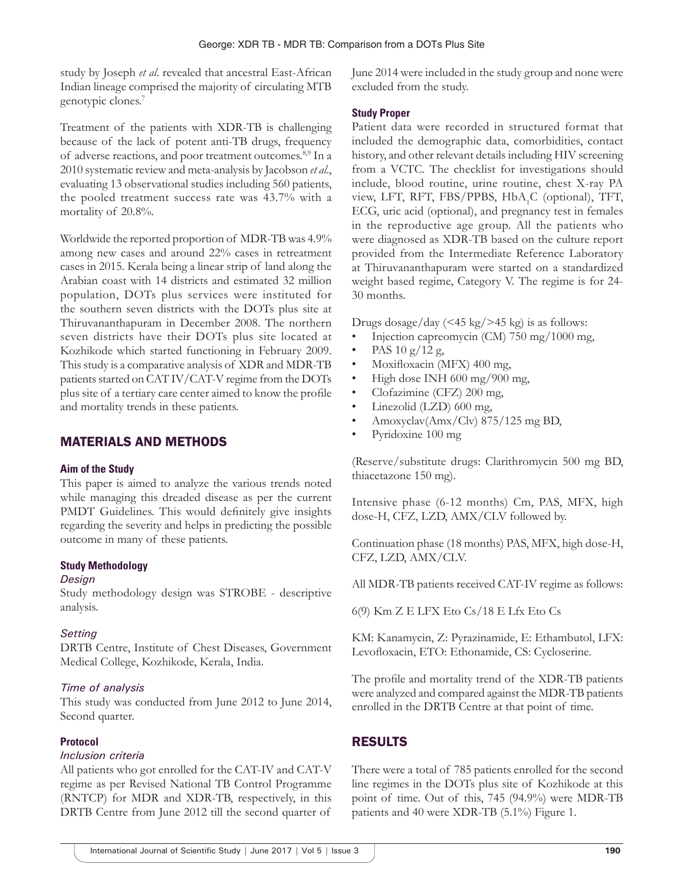study by Joseph *et al.* revealed that ancestral East-African Indian lineage comprised the majority of circulating MTB genotypic clones.[7]

Treatment of the patients with XDR-TB is challenging because of the lack of potent anti-TB drugs, frequency of adverse reactions, and poor treatment outcomes.[8,9] In a 2010 systematic review and meta-analysis by Jacobson *et al.*, evaluating 13 observational studies including 560 patients, the pooled treatment success rate was 43.7% with a mortality of 20.8%.

Worldwide the reported proportion of MDR-TB was 4.9% among new cases and around 22% cases in retreatment cases in 2015. Kerala being a linear strip of land along the Arabian coast with 14 districts and estimated 32 million population, DOTs plus services were instituted for the southern seven districts with the DOTs plus site at Thiruvananthapuram in December 2008. The northern seven districts have their DOTs plus site located at Kozhikode which started functioning in February 2009. This study is a comparative analysis of XDR and MDR-TB patients started on CAT IV/CAT-V regime from the DOTs plus site of a tertiary care center aimed to know the profile and mortality trends in these patients.

## MATERIALS AND METHODS

### Aim of the Study

This paper is aimed to analyze the various trends noted while managing this dreaded disease as per the current PMDT Guidelines. This would definitely give insights regarding the severity and helps in predicting the possible outcome in many of these patients.

### Study Methodology

#### *Design*

Study methodology design was STROBE - descriptive analysis.

#### *Setting*

DRTB Centre, Institute of Chest Diseases, Government Medical College, Kozhikode, Kerala, India.

#### *Time of analysis*

This study was conducted from June 2012 to June 2014, Second quarter.

### Protocol

#### *Inclusion criteria*

All patients who got enrolled for the CAT-IV and CAT-V regime as per Revised National TB Control Programme (RNTCP) for MDR and XDR-TB, respectively, in this DRTB Centre from June 2012 till the second quarter of June 2014 were included in the study group and none were excluded from the study.

### Study Proper

Patient data were recorded in structured format that included the demographic data, comorbidities, contact history, and other relevant details including HIV screening from a VCTC. The checklist for investigations should include, blood routine, urine routine, chest X-ray PA view, LFT, RFT, FBS/PPBS, $HbA_1C$ (optional), TFT, ECG, uric acid (optional), and pregnancy test in females in the reproductive age group. All the patients who were diagnosed as XDR-TB based on the culture report provided from the Intermediate Reference Laboratory at Thiruvananthapuram were started on a standardized weight based regime, Category V. The regime is for 24-30 months.

Drugs dosage/day (<45 kg/>45 kg) is as follows:

- Injection capreomycin (CM) 750 mg/1000 mg,
- PAS 10 g/12 g,
- Moxifloxacin (MFX) 400 mg,
- High dose INH 600 mg/900 mg,
- Clofazimine (CFZ) 200 mg,
- Linezolid (LZD) 600 mg,
- Amoxyclav(Amx/Clv) 875/125 mg BD,
- Pyridoxine 100 mg

(Reserve/substitute drugs: Clarithromycin 500 mg BD, thiacetazone 150 mg).

Intensive phase (6-12 months) Cm, PAS, MFX, high dose-H, CFZ, LZD, AMX/CLV followed by.

Continuation phase (18 months) PAS, MFX, high dose-H, CFZ, LZD, AMX/CLV.

All MDR-TB patients received CAT-IV regime as follows:

6(9) Km Z E LFX Eto Cs/18 E Lfx Eto Cs

KM: Kanamycin, Z: Pyrazinamide, E: Ethambutol, LFX: Levofloxacin, ETO: Ethonamide, CS: Cycloserine.

The profile and mortality trend of the XDR-TB patients were analyzed and compared against the MDR-TB patients enrolled in the DRTB Centre at that point of time.

## RESULTS

There were a total of 785 patients enrolled for the second line regimes in the DOTs plus site of Kozhikode at this point of time. Out of this, 745 (94.9%) were MDR-TB patients and 40 were XDR-TB (5.1%) Figure 1.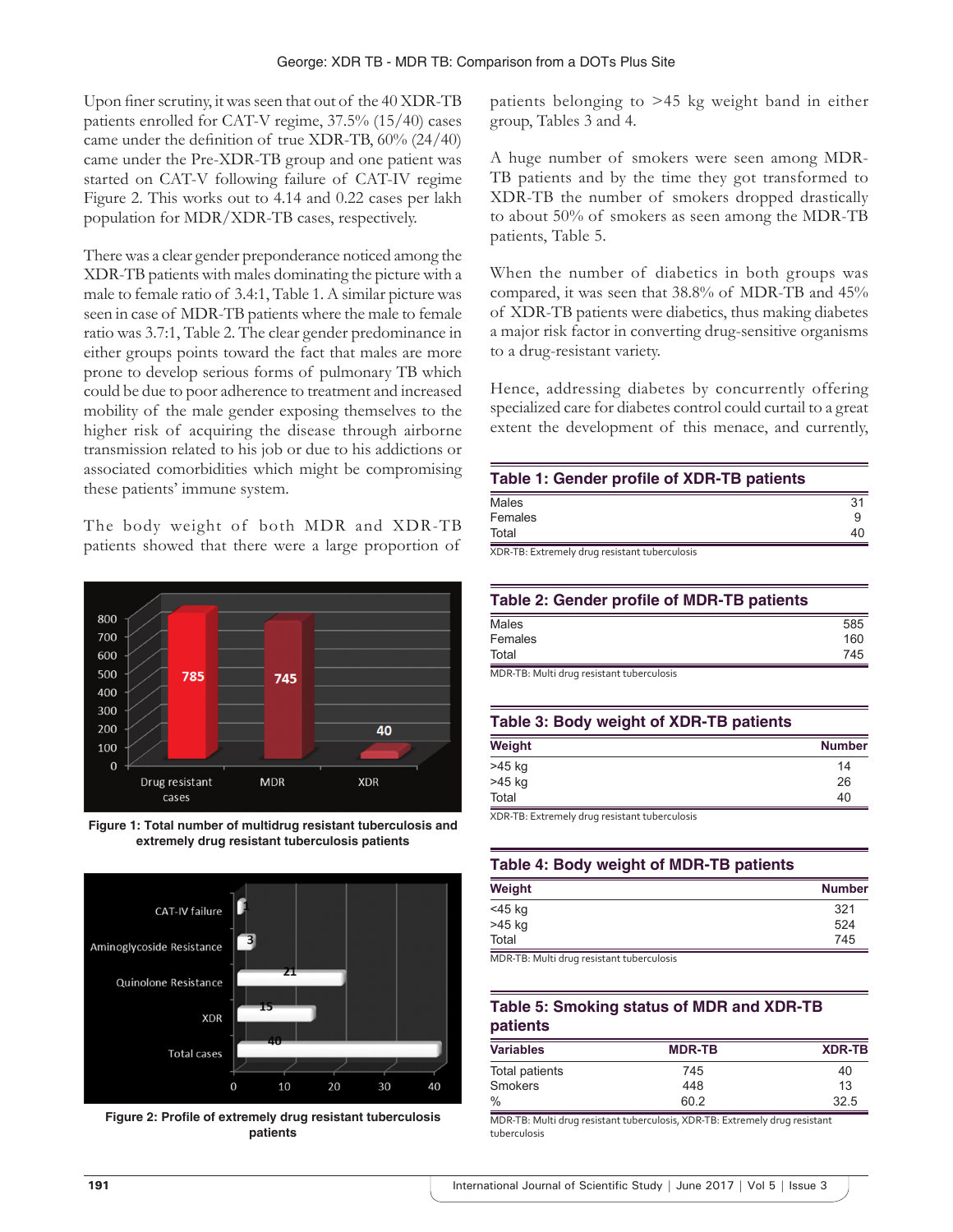Upon finer scrutiny, it was seen that out of the 40 XDR-TB patients enrolled for CAT-V regime, 37.5% (15/40) cases came under the definition of true XDR-TB, 60% (24/40) came under the Pre-XDR-TB group and one patient was started on CAT-V following failure of CAT-IV regime Figure 2. This works out to 4.14 and 0.22 cases per lakh population for MDR/XDR-TB cases, respectively.

There was a clear gender preponderance noticed among the XDR-TB patients with males dominating the picture with a male to female ratio of 3.4:1, Table 1. A similar picture was seen in case of MDR-TB patients where the male to female ratio was 3.7:1, Table 2. The clear gender predominance in either groups points toward the fact that males are more prone to develop serious forms of pulmonary TB which could be due to poor adherence to treatment and increased mobility of the male gender exposing themselves to the higher risk of acquiring the disease through airborne transmission related to his job or due to his addictions or associated comorbidities which might be compromising these patients' immune system.

The body weight of both MDR and XDR-TB patients showed that there were a large proportion of patients belonging to >45 kg weight band in either group, Tables 3 and 4.

A huge number of smokers were seen among MDR-TB patients and by the time they got transformed to XDR-TB the number of smokers dropped drastically to about 50% of smokers as seen among the MDR-TB patients, Table 5.

When the number of diabetics in both groups was compared, it was seen that 38.8% of MDR-TB and 45% of XDR-TB patients were diabetics, thus making diabetes a major risk factor in converting drug-sensitive organisms to a drug-resistant variety.

Hence, addressing diabetes by concurrently offering specialized care for diabetes control could curtail to a great extent the development of this menace, and currently,

**Figure 1: Total number of multidrug resistant tuberculosis and extremely drug resistant tuberculosis patients**

**Figure 2: Profile of extremely drug resistant tuberculosis patients**

**Table 1: Gender profile of XDR-TB patients**

| | |
|---|---|
| Males | 31 |
| Females | 9 |
| Total | 40 |

XDR-TB: Extremely drug resistant tuberculosis

**Table 2: Gender profile of MDR-TB patients**

| | |
|---|---|
| Males | 585 |
| Females | 160 |
| Total | 745 |

MDR-TB: Multi drug resistant tuberculosis

**Table 3: Body weight of XDR-TB patients**

| Weight | Number |
|---|---|
| >45 kg | 14 |
| >45 kg | 26 |
| Total | 40 |

XDR-TB: Extremely drug resistant tuberculosis

**Table 4: Body weight of MDR-TB patients**

| Weight | Number |
|---|---|
| <45 kg | 321 |
| >45 kg | 524 |
| Total | 745 |

MDR-TB: Multi drug resistant tuberculosis

**Table 5: Smoking status of MDR and XDR-TB patients**

| Variables | MDR-TB | XDR-TB |
|---|---|---|
| Total patients | 745 | 40 |
| Smokers | 448 | 13 |
| % | 60.2 | 32.5 |

MDR-TB: Multi drug resistant tuberculosis, XDR-TB: Extremely drug resistant tuberculosis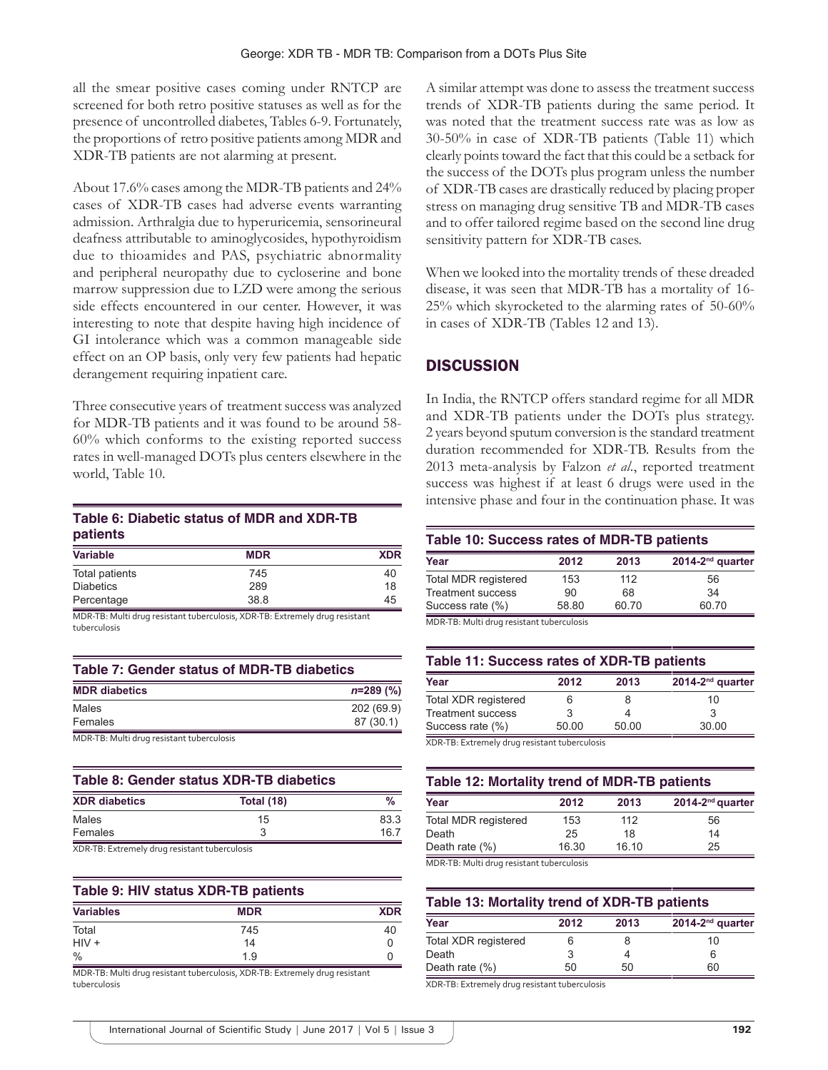all the smear positive cases coming under RNTCP are screened for both retro positive statuses as well as for the presence of uncontrolled diabetes, Tables 6-9. Fortunately, the proportions of retro positive patients among MDR and XDR-TB patients are not alarming at present.

About 17.6% cases among the MDR-TB patients and 24% cases of XDR-TB cases had adverse events warranting admission. Arthralgia due to hyperuricemia, sensorineural deafness attributable to aminoglycosides, hypothyroidism due to thioamides and PAS, psychiatric abnormality and peripheral neuropathy due to cycloserine and bone marrow suppression due to LZD were among the serious side effects encountered in our center. However, it was interesting to note that despite having high incidence of GI intolerance which was a common manageable side effect on an OP basis, only very few patients had hepatic derangement requiring inpatient care.

Three consecutive years of treatment success was analyzed for MDR-TB patients and it was found to be around 58-60% which conforms to the existing reported success rates in well-managed DOTs plus centers elsewhere in the world, Table 10.

**Table 6: Diabetic status of MDR and XDR-TB patients**

| Variable | MDR | XDR |
|---|---|---|
| Total patients | 745 | 40 |
| Diabetics | 289 | 18 |
| Percentage | 38.8 | 45 |

MDR-TB: Multi drug resistant tuberculosis, XDR-TB: Extremely drug resistant tuberculosis

**Table 7: Gender status of MDR-TB diabetics**

| MDR diabetics | *n*=289 (%) |
|---|---|
| Males | 202 (69.9) |
| Females | 87 (30.1) |

MDR-TB: Multi drug resistant tuberculosis

**Table 8: Gender status XDR-TB diabetics**

| XDR diabetics | Total (18) | % |
|---|---|---|
| Males | 15 | 83.3 |
| Females | 3 | 16.7 |

XDR-TB: Extremely drug resistant tuberculosis

**Table 9: HIV status XDR-TB patients**

| Variables | MDR | XDR |
|---|---|---|
| Total | 745 | 40 |
| HIV + | 14 | 0 |
| % | 1.9 | 0 |

MDR-TB: Multi drug resistant tuberculosis, XDR-TB: Extremely drug resistant tuberculosis

A similar attempt was done to assess the treatment success trends of XDR-TB patients during the same period. It was noted that the treatment success rate was as low as 30-50% in case of XDR-TB patients (Table 11) which clearly points toward the fact that this could be a setback for the success of the DOTs plus program unless the number of XDR-TB cases are drastically reduced by placing proper stress on managing drug sensitive TB and MDR-TB cases and to offer tailored regime based on the second line drug sensitivity pattern for XDR-TB cases.

When we looked into the mortality trends of these dreaded disease, it was seen that MDR-TB has a mortality of 16-25% which skyrocketed to the alarming rates of 50-60% in cases of XDR-TB (Tables 12 and 13).

## DISCUSSION

In India, the RNTCP offers standard regime for all MDR and XDR-TB patients under the DOTs plus strategy. 2 years beyond sputum conversion is the standard treatment duration recommended for XDR-TB. Results from the 2013 meta-analysis by Falzon *et al*., reported treatment success was highest if at least 6 drugs were used in the intensive phase and four in the continuation phase. It was

**Table 10: Success rates of MDR-TB patients**

| Year | 2012 | 2013 | 2014-2nd quarter |
|---|---|---|---|
| Total MDR registered | 153 | 112 | 56 |
| Treatment success | 90 | 68 | 34 |
| Success rate (%) | 58.80 | 60.70 | 60.70 |

MDR-TB: Multi drug resistant tuberculosis

**Table 11: Success rates of XDR-TB patients**

| Year | 2012 | 2013 | 2014-2nd quarter |
|---|---|---|---|
| Total XDR registered | 6 | 8 | 10 |
| Treatment success | 3 | 4 | 3 |
| Success rate (%) | 50.00 | 50.00 | 30.00 |

XDR-TB: Extremely drug resistant tuberculosis

**Table 12: Mortality trend of MDR-TB patients**

| Year | 2012 | 2013 | 2014-2nd quarter |
|---|---|---|---|
| Total MDR registered | 153 | 112 | 56 |
| Death | 25 | 18 | 14 |
| Death rate (%) | 16.30 | 16.10 | 25 |

MDR-TB: Multi drug resistant tuberculosis

**Table 13: Mortality trend of XDR-TB patients**

| Year | 2012 | 2013 | 2014-2nd quarter |
|---|---|---|---|
| Total XDR registered | 6 | 8 | 10 |
| Death | 3 | 4 | 6 |
| Death rate (%) | 50 | 50 | 60 |

XDR-TB: Extremely drug resistant tuberculosis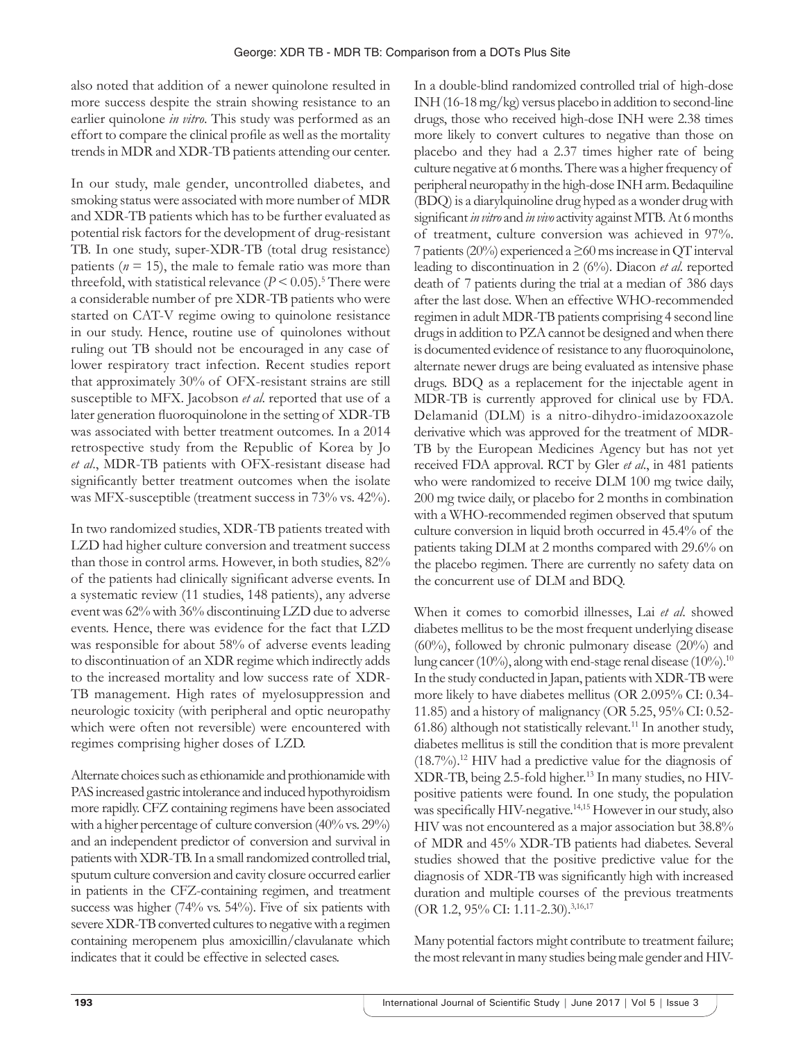also noted that addition of a newer quinolone resulted in more success despite the strain showing resistance to an earlier quinolone *in vitro*. This study was performed as an effort to compare the clinical profile as well as the mortality trends in MDR and XDR-TB patients attending our center.

In our study, male gender, uncontrolled diabetes, and smoking status were associated with more number of MDR and XDR-TB patients which has to be further evaluated as potential risk factors for the development of drug-resistant TB. In one study, super-XDR-TB (total drug resistance) patients ($n = 15$), the male to female ratio was more than threefold, with statistical relevance ($P < 0.05$).[5] There were a considerable number of pre XDR-TB patients who were started on CAT-V regime owing to quinolone resistance in our study. Hence, routine use of quinolones without ruling out TB should not be encouraged in any case of lower respiratory tract infection. Recent studies report that approximately 30% of OFX-resistant strains are still susceptible to MFX. Jacobson *et al*. reported that use of a later generation fluoroquinolone in the setting of XDR-TB was associated with better treatment outcomes. In a 2014 retrospective study from the Republic of Korea by Jo *et al*., MDR-TB patients with OFX-resistant disease had significantly better treatment outcomes when the isolate was MFX-susceptible (treatment success in 73% vs. 42%).

In two randomized studies, XDR-TB patients treated with LZD had higher culture conversion and treatment success than those in control arms. However, in both studies, 82% of the patients had clinically significant adverse events. In a systematic review (11 studies, 148 patients), any adverse event was 62% with 36% discontinuing LZD due to adverse events. Hence, there was evidence for the fact that LZD was responsible for about 58% of adverse events leading to discontinuation of an XDR regime which indirectly adds to the increased mortality and low success rate of XDR-TB management. High rates of myelosuppression and neurologic toxicity (with peripheral and optic neuropathy which were often not reversible) were encountered with regimes comprising higher doses of LZD.

Alternate choices such as ethionamide and prothionamide with PAS increased gastric intolerance and induced hypothyroidism more rapidly. CFZ containing regimens have been associated with a higher percentage of culture conversion (40% vs. 29%) and an independent predictor of conversion and survival in patients with XDR-TB. In a small randomized controlled trial, sputum culture conversion and cavity closure occurred earlier in patients in the CFZ-containing regimen, and treatment success was higher (74% vs. 54%). Five of six patients with severe XDR-TB converted cultures to negative with a regimen containing meropenem plus amoxicillin/clavulanate which indicates that it could be effective in selected cases.

In a double-blind randomized controlled trial of high-dose INH (16-18 mg/kg) versus placebo in addition to second-line drugs, those who received high-dose INH were 2.38 times more likely to convert cultures to negative than those on placebo and they had a 2.37 times higher rate of being culture negative at 6 months. There was a higher frequency of peripheral neuropathy in the high-dose INH arm. Bedaquiline (BDQ) is a diarylquinoline drug hyped as a wonder drug with significant *in vitro* and *in vivo* activity against MTB. At 6 months of treatment, culture conversion was achieved in 97%. 7 patients (20%) experienced a ≥60 ms increase in QT interval leading to discontinuation in 2 (6%). Diacon *et al*. reported death of 7 patients during the trial at a median of 386 days after the last dose. When an effective WHO-recommended regimen in adult MDR-TB patients comprising 4 second line drugs in addition to PZA cannot be designed and when there is documented evidence of resistance to any fluoroquinolone, alternate newer drugs are being evaluated as intensive phase drugs. BDQ as a replacement for the injectable agent in MDR-TB is currently approved for clinical use by FDA. Delamanid (DLM) is a nitro-dihydro-imidazooxazole derivative which was approved for the treatment of MDR-TB by the European Medicines Agency but has not yet received FDA approval. RCT by Gler *et al*., in 481 patients who were randomized to receive DLM 100 mg twice daily, 200 mg twice daily, or placebo for 2 months in combination with a WHO-recommended regimen observed that sputum culture conversion in liquid broth occurred in 45.4% of the patients taking DLM at 2 months compared with 29.6% on the placebo regimen. There are currently no safety data on the concurrent use of DLM and BDQ.

When it comes to comorbid illnesses, Lai *et al*. showed diabetes mellitus to be the most frequent underlying disease (60%), followed by chronic pulmonary disease (20%) and lung cancer (10%), along with end-stage renal disease (10%).[10] In the study conducted in Japan, patients with XDR-TB were more likely to have diabetes mellitus (OR 2.095% CI: 0.34-11.85) and a history of malignancy (OR 5.25, 95% CI: 0.52-61.86) although not statistically relevant.[11] In another study, diabetes mellitus is still the condition that is more prevalent (18.7%).[12] HIV had a predictive value for the diagnosis of XDR-TB, being 2.5-fold higher.[13] In many studies, no HIV-positive patients were found. In one study, the population was specifically HIV-negative.[14,15] However in our study, also HIV was not encountered as a major association but 38.8% of MDR and 45% XDR-TB patients had diabetes. Several studies showed that the positive predictive value for the diagnosis of XDR-TB was significantly high with increased duration and multiple courses of the previous treatments (OR 1.2, 95% CI: 1.11-2.30).[3,16,17]

Many potential factors might contribute to treatment failure; the most relevant in many studies being male gender and HIV-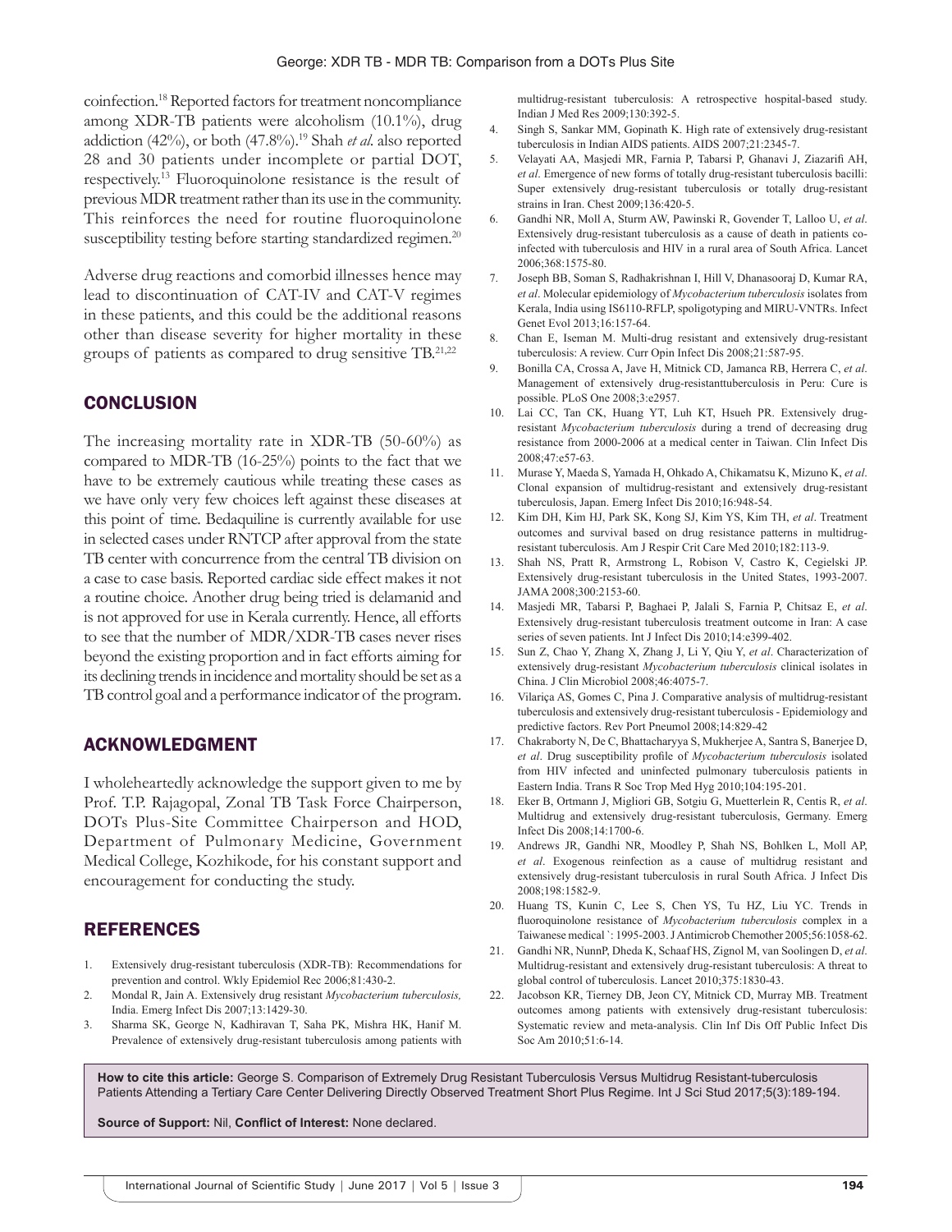coinfection.[18] Reported factors for treatment noncompliance among XDR-TB patients were alcoholism (10.1%), drug addiction (42%), or both (47.8%).[19] Shah *et al*. also reported 28 and 30 patients under incomplete or partial DOT, respectively.[13] Fluoroquinolone resistance is the result of previous MDR treatment rather than its use in the community. This reinforces the need for routine fluoroquinolone susceptibility testing before starting standardized regimen.[20]

Adverse drug reactions and comorbid illnesses hence may lead to discontinuation of CAT-IV and CAT-V regimes in these patients, and this could be the additional reasons other than disease severity for higher mortality in these groups of patients as compared to drug sensitive TB.[21,22]

## CONCLUSION

The increasing mortality rate in XDR-TB (50-60%) as compared to MDR-TB (16-25%) points to the fact that we have to be extremely cautious while treating these cases as we have only very few choices left against these diseases at this point of time. Bedaquiline is currently available for use in selected cases under RNTCP after approval from the state TB center with concurrence from the central TB division on a case to case basis. Reported cardiac side effect makes it not a routine choice. Another drug being tried is delamanid and is not approved for use in Kerala currently. Hence, all efforts to see that the number of MDR/XDR-TB cases never rises beyond the existing proportion and in fact efforts aiming for its declining trends in incidence and mortality should be set as a TB control goal and a performance indicator of the program.

## ACKNOWLEDGMENT

I wholeheartedly acknowledge the support given to me by Prof. T.P. Rajagopal, Zonal TB Task Force Chairperson, DOTs Plus-Site Committee Chairperson and HOD, Department of Pulmonary Medicine, Government Medical College, Kozhikode, for his constant support and encouragement for conducting the study.

## REFERENCES

1. Extensively drug-resistant tuberculosis (XDR-TB): Recommendations for prevention and control. Wkly Epidemiol Rec 2006;81:430-2.
2. Mondal R, Jain A. Extensively drug resistant *Mycobacterium tuberculosis,* India. Emerg Infect Dis 2007;13:1429-30.
3. Sharma SK, George N, Kadhiravan T, Saha PK, Mishra HK, Hanif M. Prevalence of extensively drug-resistant tuberculosis among patients with multidrug-resistant tuberculosis: A retrospective hospital-based study. Indian J Med Res 2009;130:392-5.
4. Singh S, Sankar MM, Gopinath K. High rate of extensively drug-resistant tuberculosis in Indian AIDS patients. AIDS 2007;21:2345-7.
5. Velayati AA, Masjedi MR, Farnia P, Tabarsi P, Ghanavi J, Ziazarifi AH, *et al*. Emergence of new forms of totally drug-resistant tuberculosis bacilli: Super extensively drug-resistant tuberculosis or totally drug-resistant strains in Iran. Chest 2009;136:420-5.
6. Gandhi NR, Moll A, Sturm AW, Pawinski R, Govender T, Lalloo U, *et al*. Extensively drug-resistant tuberculosis as a cause of death in patients co-infected with tuberculosis and HIV in a rural area of South Africa. Lancet 2006;368:1575-80.
7. Joseph BB, Soman S, Radhakrishnan I, Hill V, Dhanasooraj D, Kumar RA, *et al*. Molecular epidemiology of *Mycobacterium tuberculosis* isolates from Kerala, India using IS6110-RFLP, spoligotyping and MIRU-VNTRs. Infect Genet Evol 2013;16:157-64.
8. Chan E, Iseman M. Multi-drug resistant and extensively drug-resistant tuberculosis: A review. Curr Opin Infect Dis 2008;21:587-95.
9. Bonilla CA, Crossa A, Jave H, Mitnick CD, Jamanca RB, Herrera C, *et al*. Management of extensively drug-resistanttuberculosis in Peru: Cure is possible. PLoS One 2008;3:e2957.
10. Lai CC, Tan CK, Huang YT, Luh KT, Hsueh PR. Extensively drug-resistant *Mycobacterium tuberculosis* during a trend of decreasing drug resistance from 2000-2006 at a medical center in Taiwan. Clin Infect Dis 2008;47:e57-63.
11. Murase Y, Maeda S, Yamada H, Ohkado A, Chikamatsu K, Mizuno K, *et al*. Clonal expansion of multidrug-resistant and extensively drug-resistant tuberculosis, Japan. Emerg Infect Dis 2010;16:948-54.
12. Kim DH, Kim HJ, Park SK, Kong SJ, Kim YS, Kim TH, *et al*. Treatment outcomes and survival based on drug resistance patterns in multidrug-resistant tuberculosis. Am J Respir Crit Care Med 2010;182:113-9.
13. Shah NS, Pratt R, Armstrong L, Robison V, Castro K, Cegielski JP. Extensively drug-resistant tuberculosis in the United States, 1993-2007. JAMA 2008;300:2153-60.
14. Masjedi MR, Tabarsi P, Baghaei P, Jalali S, Farnia P, Chitsaz E, *et al*. Extensively drug-resistant tuberculosis treatment outcome in Iran: A case series of seven patients. Int J Infect Dis 2010;14:e399-402.
15. Sun Z, Chao Y, Zhang X, Zhang J, Li Y, Qiu Y, *et al*. Characterization of extensively drug-resistant *Mycobacterium tuberculosis* clinical isolates in China. J Clin Microbiol 2008;46:4075-7.
16. Vilariça AS, Gomes C, Pina J. Comparative analysis of multidrug-resistant tuberculosis and extensively drug-resistant tuberculosis - Epidemiology and predictive factors. Rev Port Pneumol 2008;14:829-42
17. Chakraborty N, De C, Bhattacharyya S, Mukherjee A, Santra S, Banerjee D, *et al*. Drug susceptibility profile of *Mycobacterium tuberculosis* isolated from HIV infected and uninfected pulmonary tuberculosis patients in Eastern India. Trans R Soc Trop Med Hyg 2010;104:195-201.
18. Eker B, Ortmann J, Migliori GB, Sotgiu G, Muetterlein R, Centis R, *et al*. Multidrug and extensively drug-resistant tuberculosis, Germany. Emerg Infect Dis 2008;14:1700-6.
19. Andrews JR, Gandhi NR, Moodley P, Shah NS, Bohlken L, Moll AP, *et al*. Exogenous reinfection as a cause of multidrug resistant and extensively drug-resistant tuberculosis in rural South Africa. J Infect Dis 2008;198:1582-9.
20. Huang TS, Kunin C, Lee S, Chen YS, Tu HZ, Liu YC. Trends in fluoroquinolone resistance of *Mycobacterium tuberculosis* complex in a Taiwanese medical `: 1995-2003. J Antimicrob Chemother 2005;56:1058-62.
21. Gandhi NR, NunnP, Dheda K, Schaaf HS, Zignol M, van Soolingen D, *et al*. Multidrug-resistant and extensively drug-resistant tuberculosis: A threat to global control of tuberculosis. Lancet 2010;375:1830-43.
22. Jacobson KR, Tierney DB, Jeon CY, Mitnick CD, Murray MB. Treatment outcomes among patients with extensively drug-resistant tuberculosis: Systematic review and meta-analysis. Clin Inf Dis Off Public Infect Dis Soc Am 2010;51:6-14.

**How to cite this article:** George S. Comparison of Extremely Drug Resistant Tuberculosis Versus Multidrug Resistant-tuberculosis Patients Attending a Tertiary Care Center Delivering Directly Observed Treatment Short Plus Regime. Int J Sci Stud 2017;5(3):189-194.

**Source of Support:** Nil, **Conflict of Interest:** None declared.